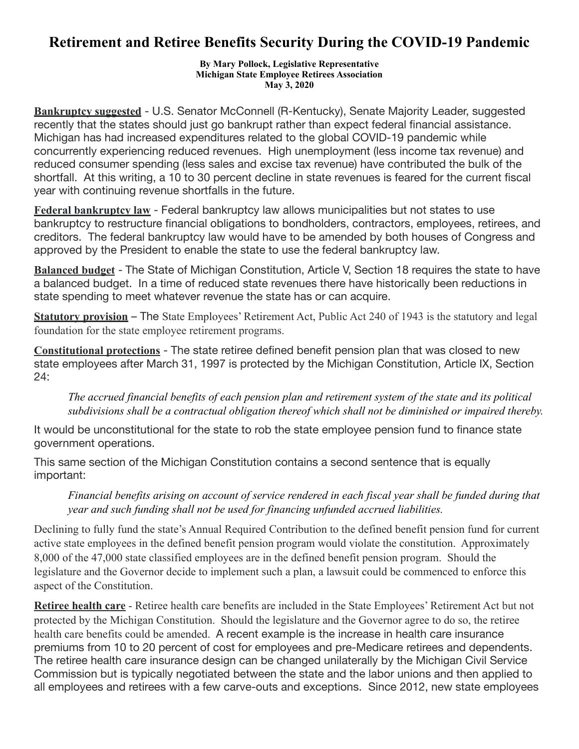# Retirement and Retiree Benefits Security During the COVID-19 Pandemic

**By Mary Pollock, Legislative Representative**
**Michigan State Employee Retirees Association**
**May 3, 2020**

**Bankruptcy suggested** - U.S. Senator McConnell (R-Kentucky), Senate Majority Leader, suggested recently that the states should just go bankrupt rather than expect federal financial assistance. Michigan has had increased expenditures related to the global COVID-19 pandemic while concurrently experiencing reduced revenues. High unemployment (less income tax revenue) and reduced consumer spending (less sales and excise tax revenue) have contributed the bulk of the shortfall. At this writing, a 10 to 30 percent decline in state revenues is feared for the current fiscal year with continuing revenue shortfalls in the future.

**Federal bankruptcy law** - Federal bankruptcy law allows municipalities but not states to use bankruptcy to restructure financial obligations to bondholders, contractors, employees, retirees, and creditors. The federal bankruptcy law would have to be amended by both houses of Congress and approved by the President to enable the state to use the federal bankruptcy law.

**Balanced budget** - The State of Michigan Constitution, Article V, Section 18 requires the state to have a balanced budget. In a time of reduced state revenues there have historically been reductions in state spending to meet whatever revenue the state has or can acquire.

**Statutory provision** – The State Employees' Retirement Act, Public Act 240 of 1943 is the statutory and legal foundation for the state employee retirement programs.

**Constitutional protections** - The state retiree defined benefit pension plan that was closed to new state employees after March 31, 1997 is protected by the Michigan Constitution, Article IX, Section 24:

> *The accrued financial benefits of each pension plan and retirement system of the state and its political subdivisions shall be a contractual obligation thereof which shall not be diminished or impaired thereby.*

It would be unconstitutional for the state to rob the state employee pension fund to finance state government operations.

This same section of the Michigan Constitution contains a second sentence that is equally important:

> *Financial benefits arising on account of service rendered in each fiscal year shall be funded during that year and such funding shall not be used for financing unfunded accrued liabilities.*

Declining to fully fund the state's Annual Required Contribution to the defined benefit pension fund for current active state employees in the defined benefit pension program would violate the constitution. Approximately 8,000 of the 47,000 state classified employees are in the defined benefit pension program. Should the legislature and the Governor decide to implement such a plan, a lawsuit could be commenced to enforce this aspect of the Constitution.

**Retiree health care** - Retiree health care benefits are included in the State Employees' Retirement Act but not protected by the Michigan Constitution. Should the legislature and the Governor agree to do so, the retiree health care benefits could be amended. A recent example is the increase in health care insurance premiums from 10 to 20 percent of cost for employees and pre-Medicare retirees and dependents. The retiree health care insurance design can be changed unilaterally by the Michigan Civil Service Commission but is typically negotiated between the state and the labor unions and then applied to all employees and retirees with a few carve-outs and exceptions. Since 2012, new state employees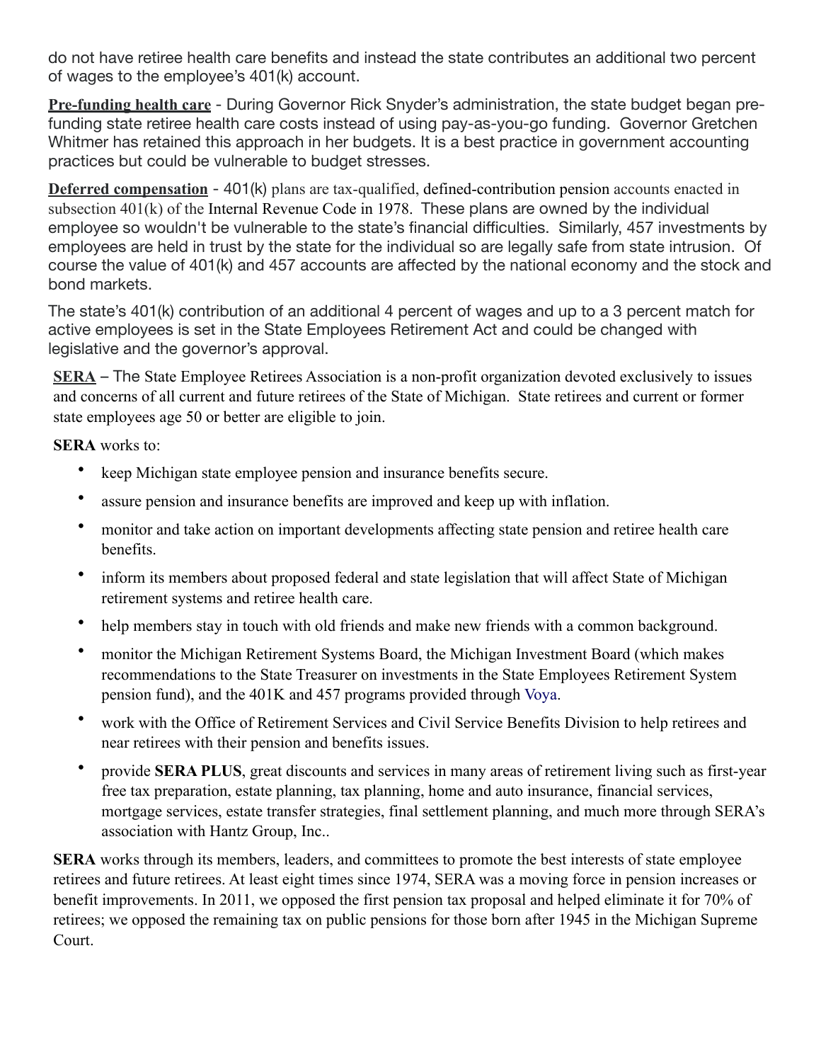do not have retiree health care benefits and instead the state contributes an additional two percent of wages to the employee's 401(k) account.

**Pre-funding health care** - During Governor Rick Snyder's administration, the state budget began pre-funding state retiree health care costs instead of using pay-as-you-go funding. Governor Gretchen Whitmer has retained this approach in her budgets. It is a best practice in government accounting practices but could be vulnerable to budget stresses.

**Deferred compensation** - 401(k) plans are tax-qualified, defined-contribution pension accounts enacted in subsection 401(k) of the Internal Revenue Code in 1978. These plans are owned by the individual employee so wouldn't be vulnerable to the state's financial difficulties. Similarly, 457 investments by employees are held in trust by the state for the individual so are legally safe from state intrusion. Of course the value of 401(k) and 457 accounts are affected by the national economy and the stock and bond markets.

The state's 401(k) contribution of an additional 4 percent of wages and up to a 3 percent match for active employees is set in the State Employees Retirement Act and could be changed with legislative and the governor's approval.

**SERA** – The State Employee Retirees Association is a non-profit organization devoted exclusively to issues and concerns of all current and future retirees of the State of Michigan. State retirees and current or former state employees age 50 or better are eligible to join.

**SERA** works to:

- keep Michigan state employee pension and insurance benefits secure.
- assure pension and insurance benefits are improved and keep up with inflation.
- monitor and take action on important developments affecting state pension and retiree health care benefits.
- inform its members about proposed federal and state legislation that will affect State of Michigan retirement systems and retiree health care.
- help members stay in touch with old friends and make new friends with a common background.
- monitor the Michigan Retirement Systems Board, the Michigan Investment Board (which makes recommendations to the State Treasurer on investments in the State Employees Retirement System pension fund), and the 401K and 457 programs provided through Voya.
- work with the Office of Retirement Services and Civil Service Benefits Division to help retirees and near retirees with their pension and benefits issues.
- provide **SERA PLUS**, great discounts and services in many areas of retirement living such as first-year free tax preparation, estate planning, tax planning, home and auto insurance, financial services, mortgage services, estate transfer strategies, final settlement planning, and much more through SERA's association with Hantz Group, Inc..

**SERA** works through its members, leaders, and committees to promote the best interests of state employee retirees and future retirees. At least eight times since 1974, SERA was a moving force in pension increases or benefit improvements. In 2011, we opposed the first pension tax proposal and helped eliminate it for 70% of retirees; we opposed the remaining tax on public pensions for those born after 1945 in the Michigan Supreme Court.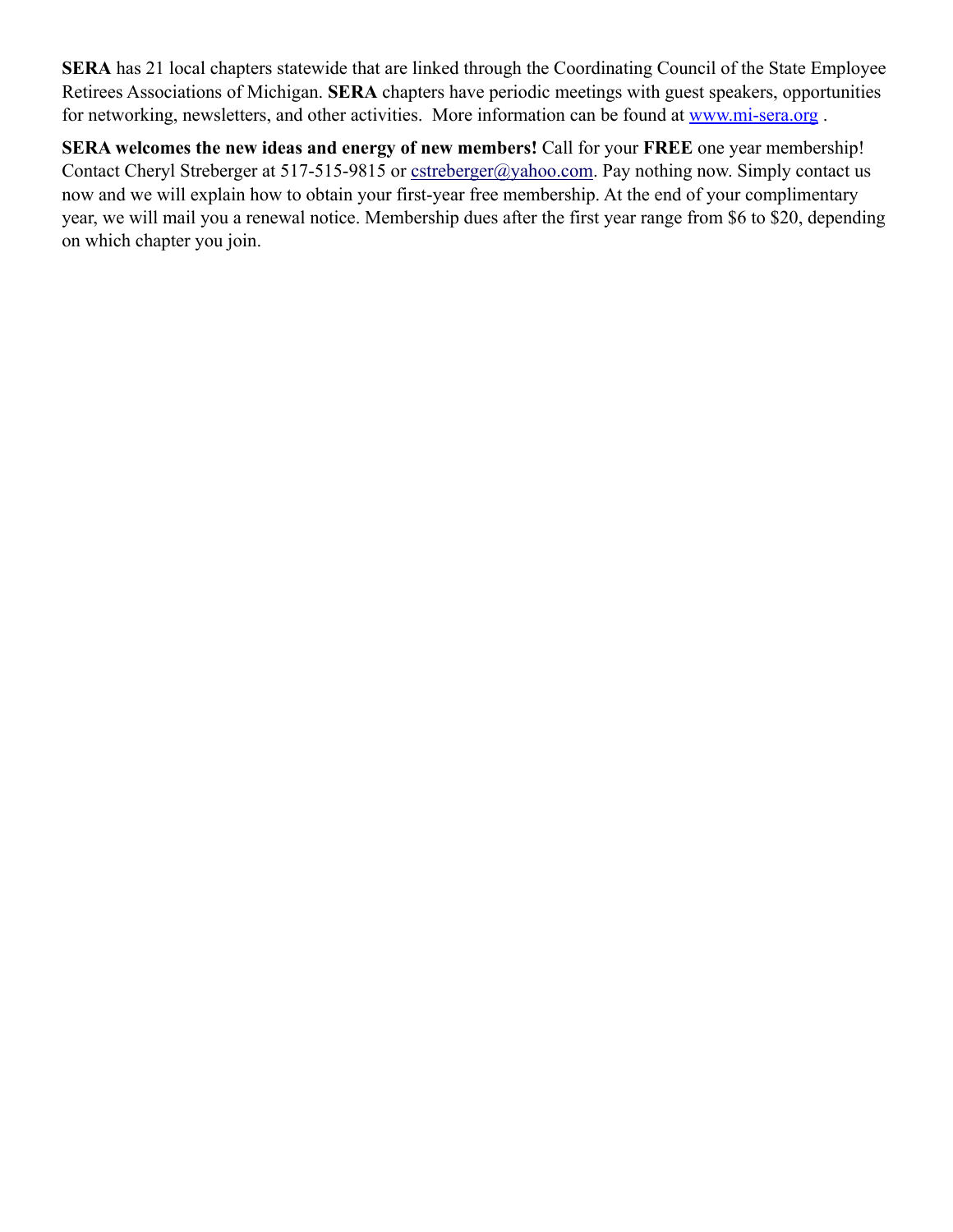**SERA** has 21 local chapters statewide that are linked through the Coordinating Council of the State Employee Retirees Associations of Michigan. **SERA** chapters have periodic meetings with guest speakers, opportunities for networking, newsletters, and other activities. More information can be found at www.mi-sera.org .

**SERA welcomes the new ideas and energy of new members!** Call for your **FREE** one year membership! Contact Cheryl Streberger at 517-515-9815 or cstreberger@yahoo.com. Pay nothing now. Simply contact us now and we will explain how to obtain your first-year free membership. At the end of your complimentary year, we will mail you a renewal notice. Membership dues after the first year range from $6 to $20, depending on which chapter you join.